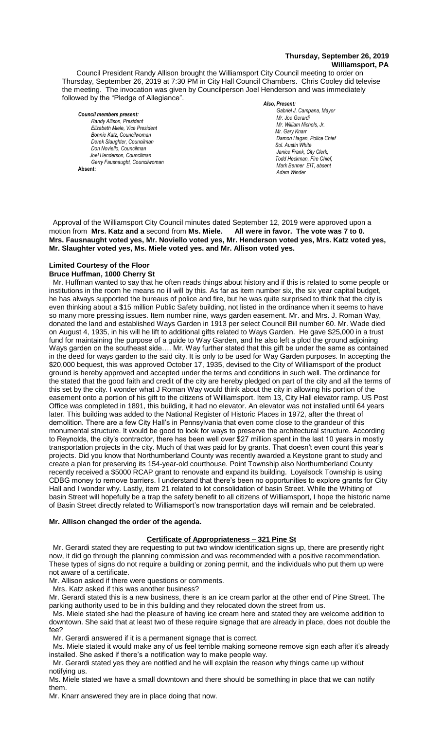**Thursday, September 26, 2019**
**Williamsport, PA**

Council President Randy Allison brought the Williamsport City Council meeting to order on Thursday, September 26, 2019 at 7:30 PM in City Hall Council Chambers. Chris Cooley did televise the meeting. The invocation was given by Councilperson Joel Henderson and was immediately followed by the "Pledge of Allegiance".

***Council members present:***
*Randy Allison, President*
*Elizabeth Miele, Vice President*
*Bonnie Katz, Councilwoman*
*Derek Slaughter, Councilman*
*Don Noviello, Councilman*
*Joel Henderson, Councilman*
*Gerry Fausnaught, Councilwoman*
**Absent:**

***Also, Present:***
*Gabriel J. Campana, Mayor*
*Mr. Joe Gerardi*
*Mr. William Nichols, Jr.*
*Mr. Gary Knarr*
*Damon Hagan, Police Chief*
*Sol. Austin White*
*Janice Frank, City Clerk,*
*Todd Heckman, Fire Chief,*
*Mark Benner EIT, absent*
*Adam Winder*

Approval of the Williamsport City Council minutes dated September 12, 2019 were approved upon a motion from **Mrs. Katz and a** second from **Ms. Miele. All were in favor. The vote was 7 to 0. Mrs. Fausnaught voted yes, Mr. Noviello voted yes, Mr. Henderson voted yes, Mrs. Katz voted yes, Mr. Slaughter voted yes, Ms. Miele voted yes. and Mr. Allison voted yes.**

**Limited Courtesy of the Floor**
**Bruce Huffman, 1000 Cherry St**

Mr. Huffman wanted to say that he often reads things about history and if this is related to some people or institutions in the room he means no ill will by this. As far as item number six, the six year capital budget, he has always supported the bureaus of police and fire, but he was quite surprised to think that the city is even thinking about a $15 million Public Safety building, not listed in the ordinance when it seems to have so many more pressing issues. Item number nine, ways garden easement. Mr. and Mrs. J. Roman Way, donated the land and established Ways Garden in 1913 per select Council Bill number 60. Mr. Wade died on August 4, 1935, in his will he lift to additional gifts related to Ways Garden. He gave $25,000 in a trust fund for maintaining the purpose of a guide to Way Garden, and he also left a plod the ground adjoining Ways garden on the southeast side…. Mr. Way further stated that this gift be under the same as contained in the deed for ways garden to the said city. It is only to be used for Way Garden purposes. In accepting the $20,000 bequest, this was approved October 17, 1935, devised to the City of Williamsport of the product ground is hereby approved and accepted under the terms and conditions in such well. The ordinance for the stated that the good faith and credit of the city are hereby pledged on part of the city and all the terms of this set by the city. I wonder what J Roman Way would think about the city in allowing his portion of the easement onto a portion of his gift to the citizens of Williamsport. Item 13, City Hall elevator ramp. US Post Office was completed in 1891, this building, it had no elevator. An elevator was not installed until 64 years later. This building was added to the National Register of Historic Places in 1972, after the threat of demolition. There are a few City Hall's in Pennsylvania that even come close to the grandeur of this monumental structure. It would be good to look for ways to preserve the architectural structure. According to Reynolds, the city's contractor, there has been well over $27 million spent in the last 10 years in mostly transportation projects in the city. Much of that was paid for by grants. That doesn't even count this year's projects. Did you know that Northumberland County was recently awarded a Keystone grant to study and create a plan for preserving its 154-year-old courthouse. Point Township also Northumberland County recently received a $5000 RCAP grant to renovate and expand its building. Loyalsock Township is using CDBG money to remove barriers. I understand that there's been no opportunities to explore grants for City Hall and I wonder why. Lastly, item 21 related to lot consolidation of basin Street. While the Whiting of basin Street will hopefully be a trap the safety benefit to all citizens of Williamsport, I hope the historic name of Basin Street directly related to Williamsport's now transportation days will remain and be celebrated.

**Mr. Allison changed the order of the agenda.**

**Certificate of Appropriateness – 321 Pine St**

Mr. Gerardi stated they are requesting to put two window identification signs up, there are presently right now, it did go through the planning commission and was recommended with a positive recommendation. These types of signs do not require a building or zoning permit, and the individuals who put them up were not aware of a certificate.

Mr. Allison asked if there were questions or comments.

Mrs. Katz asked if this was another business?

Mr. Gerardi stated this is a new business, there is an ice cream parlor at the other end of Pine Street. The parking authority used to be in this building and they relocated down the street from us.

Ms. Miele stated she had the pleasure of having ice cream here and stated they are welcome addition to downtown. She said that at least two of these require signage that are already in place, does not double the fee?

Mr. Gerardi answered if it is a permanent signage that is correct.

Ms. Miele stated it would make any of us feel terrible making someone remove sign each after it's already installed. She asked if there's a notification way to make people way.

Mr. Gerardi stated yes they are notified and he will explain the reason why things came up without notifying us.

Ms. Miele stated we have a small downtown and there should be something in place that we can notify them.

Mr. Knarr answered they are in place doing that now.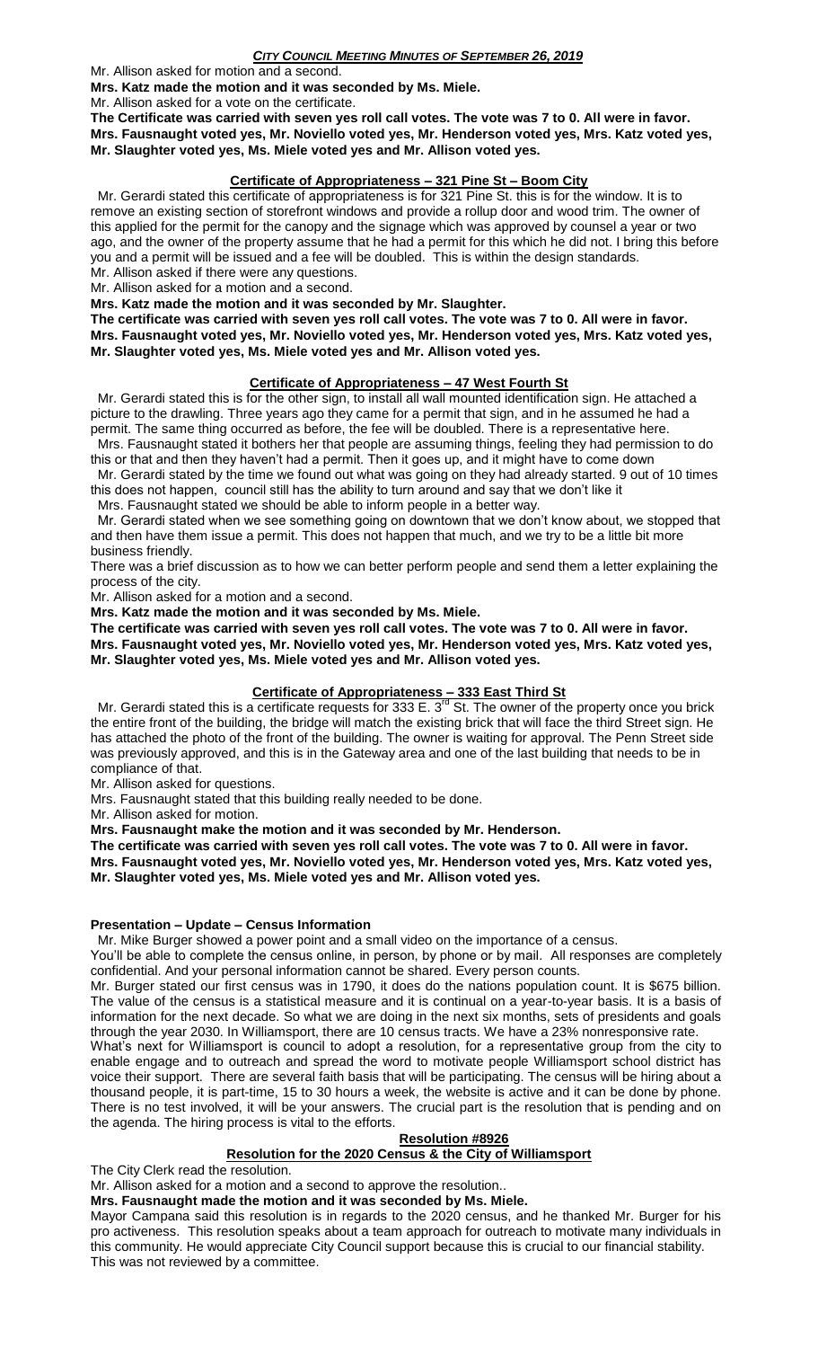Mr. Allison asked for motion and a second.

**Mrs. Katz made the motion and it was seconded by Ms. Miele.**

Mr. Allison asked for a vote on the certificate.

**The Certificate was carried with seven yes roll call votes. The vote was 7 to 0. All were in favor. Mrs. Fausnaught voted yes, Mr. Noviello voted yes, Mr. Henderson voted yes, Mrs. Katz voted yes, Mr. Slaughter voted yes, Ms. Miele voted yes and Mr. Allison voted yes.**

## Certificate of Appropriateness – 321 Pine St – Boom City

Mr. Gerardi stated this certificate of appropriateness is for 321 Pine St. this is for the window. It is to remove an existing section of storefront windows and provide a rollup door and wood trim. The owner of this applied for the permit for the canopy and the signage which was approved by counsel a year or two ago, and the owner of the property assume that he had a permit for this which he did not. I bring this before you and a permit will be issued and a fee will be doubled. This is within the design standards.

Mr. Allison asked if there were any questions.

Mr. Allison asked for a motion and a second.

**Mrs. Katz made the motion and it was seconded by Mr. Slaughter.**

**The certificate was carried with seven yes roll call votes. The vote was 7 to 0. All were in favor. Mrs. Fausnaught voted yes, Mr. Noviello voted yes, Mr. Henderson voted yes, Mrs. Katz voted yes, Mr. Slaughter voted yes, Ms. Miele voted yes and Mr. Allison voted yes.**

## Certificate of Appropriateness – 47 West Fourth St

Mr. Gerardi stated this is for the other sign, to install all wall mounted identification sign. He attached a picture to the drawling. Three years ago they came for a permit that sign, and in he assumed he had a permit. The same thing occurred as before, the fee will be doubled. There is a representative here.

Mrs. Fausnaught stated it bothers her that people are assuming things, feeling they had permission to do this or that and then they haven't had a permit. Then it goes up, and it might have to come down

Mr. Gerardi stated by the time we found out what was going on they had already started. 9 out of 10 times this does not happen, council still has the ability to turn around and say that we don't like it

Mrs. Fausnaught stated we should be able to inform people in a better way.

Mr. Gerardi stated when we see something going on downtown that we don't know about, we stopped that and then have them issue a permit. This does not happen that much, and we try to be a little bit more business friendly.

There was a brief discussion as to how we can better perform people and send them a letter explaining the process of the city.

Mr. Allison asked for a motion and a second.

**Mrs. Katz made the motion and it was seconded by Ms. Miele.**

**The certificate was carried with seven yes roll call votes. The vote was 7 to 0. All were in favor. Mrs. Fausnaught voted yes, Mr. Noviello voted yes, Mr. Henderson voted yes, Mrs. Katz voted yes, Mr. Slaughter voted yes, Ms. Miele voted yes and Mr. Allison voted yes.**

## Certificate of Appropriateness – 333 East Third St

Mr. Gerardi stated this is a certificate requests for 333 E. 3rd St. The owner of the property once you brick the entire front of the building, the bridge will match the existing brick that will face the third Street sign. He has attached the photo of the front of the building. The owner is waiting for approval. The Penn Street side was previously approved, and this is in the Gateway area and one of the last building that needs to be in compliance of that.

Mr. Allison asked for questions.

Mrs. Fausnaught stated that this building really needed to be done.

Mr. Allison asked for motion.

**Mrs. Fausnaught make the motion and it was seconded by Mr. Henderson.**

**The certificate was carried with seven yes roll call votes. The vote was 7 to 0. All were in favor. Mrs. Fausnaught voted yes, Mr. Noviello voted yes, Mr. Henderson voted yes, Mrs. Katz voted yes, Mr. Slaughter voted yes, Ms. Miele voted yes and Mr. Allison voted yes.**

## Presentation – Update – Census Information

Mr. Mike Burger showed a power point and a small video on the importance of a census.

You'll be able to complete the census online, in person, by phone or by mail. All responses are completely confidential. And your personal information cannot be shared. Every person counts.

Mr. Burger stated our first census was in 1790, it does do the nations population count. It is $675 billion. The value of the census is a statistical measure and it is continual on a year-to-year basis. It is a basis of information for the next decade. So what we are doing in the next six months, sets of presidents and goals through the year 2030. In Williamsport, there are 10 census tracts. We have a 23% nonresponsive rate.

What's next for Williamsport is council to adopt a resolution, for a representative group from the city to enable engage and to outreach and spread the word to motivate people Williamsport school district has voice their support. There are several faith basis that will be participating. The census will be hiring about a thousand people, it is part-time, 15 to 30 hours a week, the website is active and it can be done by phone. There is no test involved, it will be your answers. The crucial part is the resolution that is pending and on the agenda. The hiring process is vital to the efforts.

## Resolution #8926

## Resolution for the 2020 Census & the City of Williamsport

The City Clerk read the resolution.

Mr. Allison asked for a motion and a second to approve the resolution..

**Mrs. Fausnaught made the motion and it was seconded by Ms. Miele.**

Mayor Campana said this resolution is in regards to the 2020 census, and he thanked Mr. Burger for his pro activeness. This resolution speaks about a team approach for outreach to motivate many individuals in this community. He would appreciate City Council support because this is crucial to our financial stability. This was not reviewed by a committee.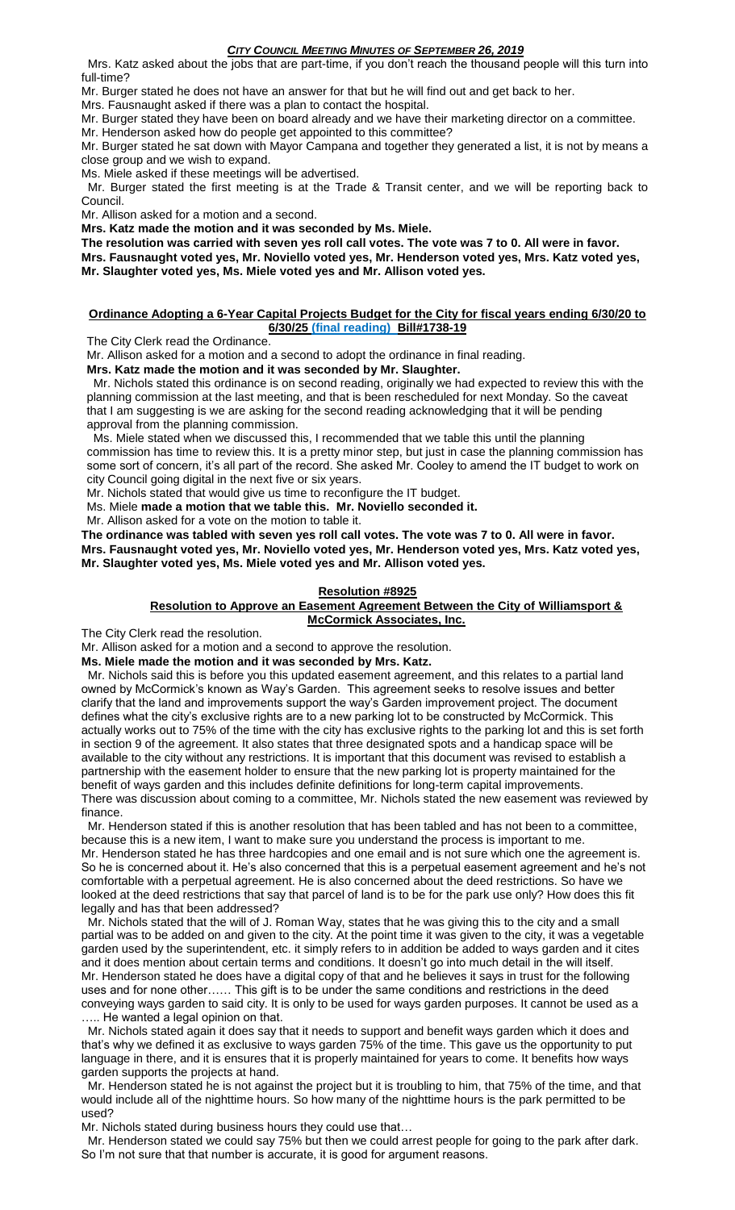Mrs. Katz asked about the jobs that are part-time, if you don't reach the thousand people will this turn into full-time?

Mr. Burger stated he does not have an answer for that but he will find out and get back to her.

Mrs. Fausnaught asked if there was a plan to contact the hospital.

Mr. Burger stated they have been on board already and we have their marketing director on a committee.

Mr. Henderson asked how do people get appointed to this committee?

Mr. Burger stated he sat down with Mayor Campana and together they generated a list, it is not by means a close group and we wish to expand.

Ms. Miele asked if these meetings will be advertised.

Mr. Burger stated the first meeting is at the Trade & Transit center, and we will be reporting back to Council.

Mr. Allison asked for a motion and a second.

**Mrs. Katz made the motion and it was seconded by Ms. Miele.**

**The resolution was carried with seven yes roll call votes. The vote was 7 to 0. All were in favor. Mrs. Fausnaught voted yes, Mr. Noviello voted yes, Mr. Henderson voted yes, Mrs. Katz voted yes, Mr. Slaughter voted yes, Ms. Miele voted yes and Mr. Allison voted yes.**

## Ordinance Adopting a 6-Year Capital Projects Budget for the City for fiscal years ending 6/30/20 to 6/30/25 (final reading) Bill#1738-19

The City Clerk read the Ordinance.

Mr. Allison asked for a motion and a second to adopt the ordinance in final reading.

**Mrs. Katz made the motion and it was seconded by Mr. Slaughter.**

Mr. Nichols stated this ordinance is on second reading, originally we had expected to review this with the planning commission at the last meeting, and that is been rescheduled for next Monday. So the caveat that I am suggesting is we are asking for the second reading acknowledging that it will be pending approval from the planning commission.

Ms. Miele stated when we discussed this, I recommended that we table this until the planning commission has time to review this. It is a pretty minor step, but just in case the planning commission has some sort of concern, it's all part of the record. She asked Mr. Cooley to amend the IT budget to work on city Council going digital in the next five or six years.

Mr. Nichols stated that would give us time to reconfigure the IT budget.

Ms. Miele **made a motion that we table this. Mr. Noviello seconded it.**

Mr. Allison asked for a vote on the motion to table it.

**The ordinance was tabled with seven yes roll call votes. The vote was 7 to 0. All were in favor. Mrs. Fausnaught voted yes, Mr. Noviello voted yes, Mr. Henderson voted yes, Mrs. Katz voted yes, Mr. Slaughter voted yes, Ms. Miele voted yes and Mr. Allison voted yes.**

## Resolution #8925

## Resolution to Approve an Easement Agreement Between the City of Williamsport & McCormick Associates, Inc.

The City Clerk read the resolution.

Mr. Allison asked for a motion and a second to approve the resolution.

**Ms. Miele made the motion and it was seconded by Mrs. Katz.**

Mr. Nichols said this is before you this updated easement agreement, and this relates to a partial land owned by McCormick's known as Way's Garden. This agreement seeks to resolve issues and better clarify that the land and improvements support the way's Garden improvement project. The document defines what the city's exclusive rights are to a new parking lot to be constructed by McCormick. This actually works out to 75% of the time with the city has exclusive rights to the parking lot and this is set forth in section 9 of the agreement. It also states that three designated spots and a handicap space will be available to the city without any restrictions. It is important that this document was revised to establish a partnership with the easement holder to ensure that the new parking lot is property maintained for the benefit of ways garden and this includes definite definitions for long-term capital improvements.
There was discussion about coming to a committee, Mr. Nichols stated the new easement was reviewed by finance.

Mr. Henderson stated if this is another resolution that has been tabled and has not been to a committee, because this is a new item, I want to make sure you understand the process is important to me.
Mr. Henderson stated he has three hardcopies and one email and is not sure which one the agreement is. So he is concerned about it. He's also concerned that this is a perpetual easement agreement and he's not comfortable with a perpetual agreement. He is also concerned about the deed restrictions. So have we looked at the deed restrictions that say that parcel of land is to be for the park use only? How does this fit legally and has that been addressed?

Mr. Nichols stated that the will of J. Roman Way, states that he was giving this to the city and a small partial was to be added on and given to the city. At the point time it was given to the city, it was a vegetable garden used by the superintendent, etc. it simply refers to in addition be added to ways garden and it cites and it does mention about certain terms and conditions. It doesn't go into much detail in the will itself.
Mr. Henderson stated he does have a digital copy of that and he believes it says in trust for the following uses and for none other…… This gift is to be under the same conditions and restrictions in the deed conveying ways garden to said city. It is only to be used for ways garden purposes. It cannot be used as a ….. He wanted a legal opinion on that.

Mr. Nichols stated again it does say that it needs to support and benefit ways garden which it does and that's why we defined it as exclusive to ways garden 75% of the time. This gave us the opportunity to put language in there, and it is ensures that it is properly maintained for years to come. It benefits how ways garden supports the projects at hand.

Mr. Henderson stated he is not against the project but it is troubling to him, that 75% of the time, and that would include all of the nighttime hours. So how many of the nighttime hours is the park permitted to be used?

Mr. Nichols stated during business hours they could use that…

Mr. Henderson stated we could say 75% but then we could arrest people for going to the park after dark. So I'm not sure that that number is accurate, it is good for argument reasons.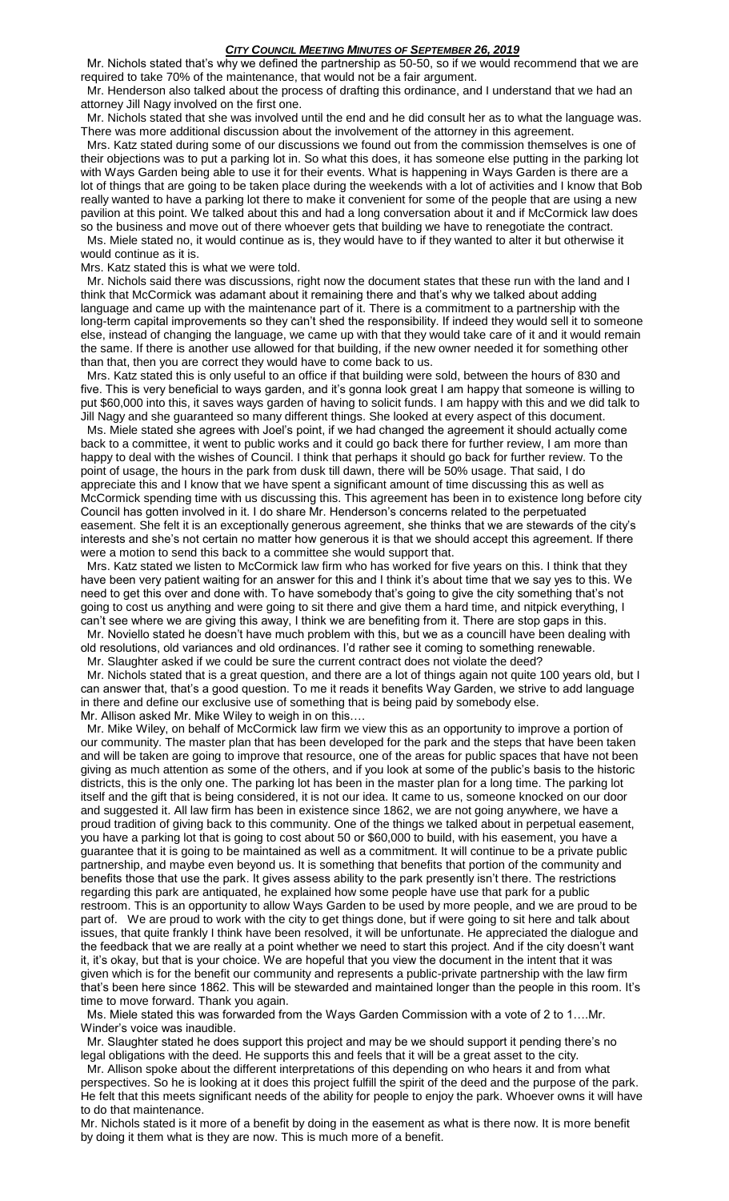Mr. Nichols stated that's why we defined the partnership as 50-50, so if we would recommend that we are required to take 70% of the maintenance, that would not be a fair argument.

Mr. Henderson also talked about the process of drafting this ordinance, and I understand that we had an attorney Jill Nagy involved on the first one.

Mr. Nichols stated that she was involved until the end and he did consult her as to what the language was. There was more additional discussion about the involvement of the attorney in this agreement.

Mrs. Katz stated during some of our discussions we found out from the commission themselves is one of their objections was to put a parking lot in. So what this does, it has someone else putting in the parking lot with Ways Garden being able to use it for their events. What is happening in Ways Garden is there are a lot of things that are going to be taken place during the weekends with a lot of activities and I know that Bob really wanted to have a parking lot there to make it convenient for some of the people that are using a new pavilion at this point. We talked about this and had a long conversation about it and if McCormick law does so the business and move out of there whoever gets that building we have to renegotiate the contract.

Ms. Miele stated no, it would continue as is, they would have to if they wanted to alter it but otherwise it would continue as it is.

Mrs. Katz stated this is what we were told.

Mr. Nichols said there was discussions, right now the document states that these run with the land and I think that McCormick was adamant about it remaining there and that's why we talked about adding language and came up with the maintenance part of it. There is a commitment to a partnership with the long-term capital improvements so they can't shed the responsibility. If indeed they would sell it to someone else, instead of changing the language, we came up with that they would take care of it and it would remain the same. If there is another use allowed for that building, if the new owner needed it for something other than that, then you are correct they would have to come back to us.

Mrs. Katz stated this is only useful to an office if that building were sold, between the hours of 830 and five. This is very beneficial to ways garden, and it's gonna look great I am happy that someone is willing to put $60,000 into this, it saves ways garden of having to solicit funds. I am happy with this and we did talk to Jill Nagy and she guaranteed so many different things. She looked at every aspect of this document.

Ms. Miele stated she agrees with Joel's point, if we had changed the agreement it should actually come back to a committee, it went to public works and it could go back there for further review, I am more than happy to deal with the wishes of Council. I think that perhaps it should go back for further review. To the point of usage, the hours in the park from dusk till dawn, there will be 50% usage. That said, I do appreciate this and I know that we have spent a significant amount of time discussing this as well as McCormick spending time with us discussing this. This agreement has been in to existence long before city Council has gotten involved in it. I do share Mr. Henderson's concerns related to the perpetuated easement. She felt it is an exceptionally generous agreement, she thinks that we are stewards of the city's interests and she's not certain no matter how generous it is that we should accept this agreement. If there were a motion to send this back to a committee she would support that.

Mrs. Katz stated we listen to McCormick law firm who has worked for five years on this. I think that they have been very patient waiting for an answer for this and I think it's about time that we say yes to this. We need to get this over and done with. To have somebody that's going to give the city something that's not going to cost us anything and were going to sit there and give them a hard time, and nitpick everything, I can't see where we are giving this away, I think we are benefiting from it. There are stop gaps in this.

Mr. Noviello stated he doesn't have much problem with this, but we as a councill have been dealing with old resolutions, old variances and old ordinances. I'd rather see it coming to something renewable.

Mr. Slaughter asked if we could be sure the current contract does not violate the deed?

Mr. Nichols stated that is a great question, and there are a lot of things again not quite 100 years old, but I can answer that, that's a good question. To me it reads it benefits Way Garden, we strive to add language in there and define our exclusive use of something that is being paid by somebody else.

Mr. Allison asked Mr. Mike Wiley to weigh in on this….

Mr. Mike Wiley, on behalf of McCormick law firm we view this as an opportunity to improve a portion of our community. The master plan that has been developed for the park and the steps that have been taken and will be taken are going to improve that resource, one of the areas for public spaces that have not been giving as much attention as some of the others, and if you look at some of the public's basis to the historic districts, this is the only one. The parking lot has been in the master plan for a long time. The parking lot itself and the gift that is being considered, it is not our idea. It came to us, someone knocked on our door and suggested it. All law firm has been in existence since 1862, we are not going anywhere, we have a proud tradition of giving back to this community. One of the things we talked about in perpetual easement, you have a parking lot that is going to cost about 50 or $60,000 to build, with his easement, you have a guarantee that it is going to be maintained as well as a commitment. It will continue to be a private public partnership, and maybe even beyond us. It is something that benefits that portion of the community and benefits those that use the park. It gives assess ability to the park presently isn't there. The restrictions regarding this park are antiquated, he explained how some people have use that park for a public restroom. This is an opportunity to allow Ways Garden to be used by more people, and we are proud to be part of. We are proud to work with the city to get things done, but if were going to sit here and talk about issues, that quite frankly I think have been resolved, it will be unfortunate. He appreciated the dialogue and the feedback that we are really at a point whether we need to start this project. And if the city doesn't want it, it's okay, but that is your choice. We are hopeful that you view the document in the intent that it was given which is for the benefit our community and represents a public-private partnership with the law firm that's been here since 1862. This will be stewarded and maintained longer than the people in this room. It's time to move forward. Thank you again.

Ms. Miele stated this was forwarded from the Ways Garden Commission with a vote of 2 to 1….Mr. Winder's voice was inaudible.

Mr. Slaughter stated he does support this project and may be we should support it pending there's no legal obligations with the deed. He supports this and feels that it will be a great asset to the city.

Mr. Allison spoke about the different interpretations of this depending on who hears it and from what perspectives. So he is looking at it does this project fulfill the spirit of the deed and the purpose of the park. He felt that this meets significant needs of the ability for people to enjoy the park. Whoever owns it will have to do that maintenance.

Mr. Nichols stated is it more of a benefit by doing in the easement as what is there now. It is more benefit by doing it them what is they are now. This is much more of a benefit.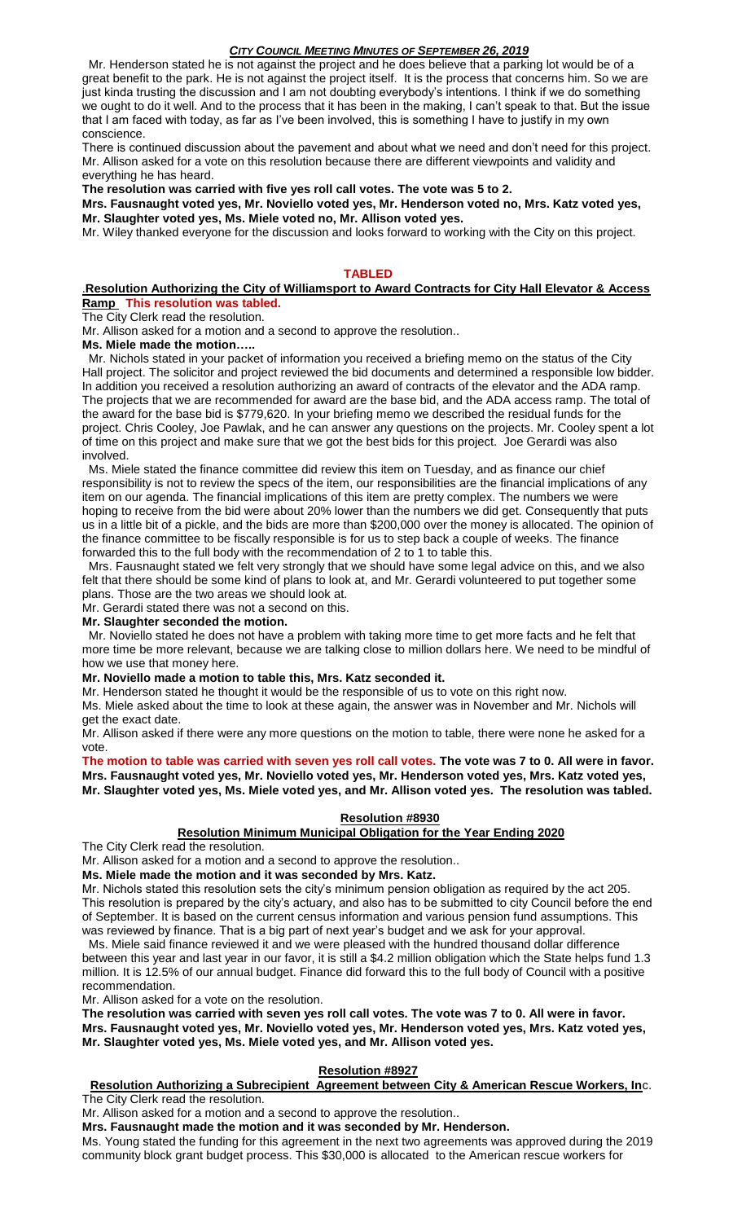Mr. Henderson stated he is not against the project and he does believe that a parking lot would be of a great benefit to the park. He is not against the project itself. It is the process that concerns him. So we are just kinda trusting the discussion and I am not doubting everybody's intentions. I think if we do something we ought to do it well. And to the process that it has been in the making, I can't speak to that. But the issue that I am faced with today, as far as I've been involved, this is something I have to justify in my own conscience.

There is continued discussion about the pavement and about what we need and don't need for this project. Mr. Allison asked for a vote on this resolution because there are different viewpoints and validity and everything he has heard.

**The resolution was carried with five yes roll call votes. The vote was 5 to 2.**

**Mrs. Fausnaught voted yes, Mr. Noviello voted yes, Mr. Henderson voted no, Mrs. Katz voted yes, Mr. Slaughter voted yes, Ms. Miele voted no, Mr. Allison voted yes.**

Mr. Wiley thanked everyone for the discussion and looks forward to working with the City on this project.

## TABLED

.**Resolution Authorizing the City of Williamsport to Award Contracts for City Hall Elevator & Access Ramp This resolution was tabled.**

The City Clerk read the resolution.

Mr. Allison asked for a motion and a second to approve the resolution..

**Ms. Miele made the motion…..**

Mr. Nichols stated in your packet of information you received a briefing memo on the status of the City Hall project. The solicitor and project reviewed the bid documents and determined a responsible low bidder. In addition you received a resolution authorizing an award of contracts of the elevator and the ADA ramp. The projects that we are recommended for award are the base bid, and the ADA access ramp. The total of the award for the base bid is $779,620. In your briefing memo we described the residual funds for the project. Chris Cooley, Joe Pawlak, and he can answer any questions on the projects. Mr. Cooley spent a lot of time on this project and make sure that we got the best bids for this project. Joe Gerardi was also involved.

Ms. Miele stated the finance committee did review this item on Tuesday, and as finance our chief responsibility is not to review the specs of the item, our responsibilities are the financial implications of any item on our agenda. The financial implications of this item are pretty complex. The numbers we were hoping to receive from the bid were about 20% lower than the numbers we did get. Consequently that puts us in a little bit of a pickle, and the bids are more than $200,000 over the money is allocated. The opinion of the finance committee to be fiscally responsible is for us to step back a couple of weeks. The finance forwarded this to the full body with the recommendation of 2 to 1 to table this.

Mrs. Fausnaught stated we felt very strongly that we should have some legal advice on this, and we also felt that there should be some kind of plans to look at, and Mr. Gerardi volunteered to put together some plans. Those are the two areas we should look at.

Mr. Gerardi stated there was not a second on this.

**Mr. Slaughter seconded the motion.**

Mr. Noviello stated he does not have a problem with taking more time to get more facts and he felt that more time be more relevant, because we are talking close to million dollars here. We need to be mindful of how we use that money here.

**Mr. Noviello made a motion to table this, Mrs. Katz seconded it.**

Mr. Henderson stated he thought it would be the responsible of us to vote on this right now.

Ms. Miele asked about the time to look at these again, the answer was in November and Mr. Nichols will get the exact date.

Mr. Allison asked if there were any more questions on the motion to table, there were none he asked for a vote.

**The motion to table was carried with seven yes roll call votes. The vote was 7 to 0. All were in favor. Mrs. Fausnaught voted yes, Mr. Noviello voted yes, Mr. Henderson voted yes, Mrs. Katz voted yes, Mr. Slaughter voted yes, Ms. Miele voted yes, and Mr. Allison voted yes. The resolution was tabled.**

### Resolution #8930

### Resolution Minimum Municipal Obligation for the Year Ending 2020

The City Clerk read the resolution.

Mr. Allison asked for a motion and a second to approve the resolution..

**Ms. Miele made the motion and it was seconded by Mrs. Katz.**

Mr. Nichols stated this resolution sets the city's minimum pension obligation as required by the act 205. This resolution is prepared by the city's actuary, and also has to be submitted to city Council before the end of September. It is based on the current census information and various pension fund assumptions. This was reviewed by finance. That is a big part of next year's budget and we ask for your approval.

Ms. Miele said finance reviewed it and we were pleased with the hundred thousand dollar difference between this year and last year in our favor, it is still a $4.2 million obligation which the State helps fund 1.3 million. It is 12.5% of our annual budget. Finance did forward this to the full body of Council with a positive recommendation.

Mr. Allison asked for a vote on the resolution.

**The resolution was carried with seven yes roll call votes. The vote was 7 to 0. All were in favor. Mrs. Fausnaught voted yes, Mr. Noviello voted yes, Mr. Henderson voted yes, Mrs. Katz voted yes, Mr. Slaughter voted yes, Ms. Miele voted yes, and Mr. Allison voted yes.**

### Resolution #8927

### Resolution Authorizing a Subrecipient Agreement between City & American Rescue Workers, Inc.

The City Clerk read the resolution.

Mr. Allison asked for a motion and a second to approve the resolution..

**Mrs. Fausnaught made the motion and it was seconded by Mr. Henderson.**

Ms. Young stated the funding for this agreement in the next two agreements was approved during the 2019 community block grant budget process. This $30,000 is allocated to the American rescue workers for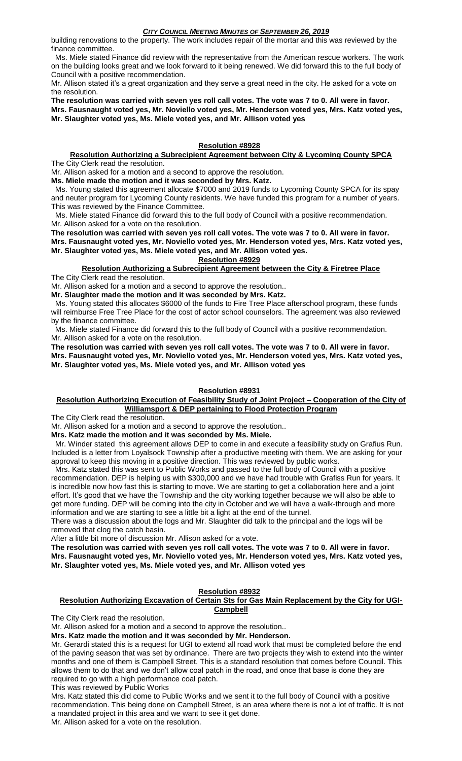building renovations to the property. The work includes repair of the mortar and this was reviewed by the finance committee.

Ms. Miele stated Finance did review with the representative from the American rescue workers. The work on the building looks great and we look forward to it being renewed. We did forward this to the full body of Council with a positive recommendation.

Mr. Allison stated it's a great organization and they serve a great need in the city. He asked for a vote on the resolution.

**The resolution was carried with seven yes roll call votes. The vote was 7 to 0. All were in favor. Mrs. Fausnaught voted yes, Mr. Noviello voted yes, Mr. Henderson voted yes, Mrs. Katz voted yes, Mr. Slaughter voted yes, Ms. Miele voted yes, and Mr. Allison voted yes**

## Resolution #8928

### Resolution Authorizing a Subrecipient Agreement between City & Lycoming County SPCA

The City Clerk read the resolution.

Mr. Allison asked for a motion and a second to approve the resolution.

**Ms. Miele made the motion and it was seconded by Mrs. Katz.**

Ms. Young stated this agreement allocate $7000 and 2019 funds to Lycoming County SPCA for its spay and neuter program for Lycoming County residents. We have funded this program for a number of years. This was reviewed by the Finance Committee.

Ms. Miele stated Finance did forward this to the full body of Council with a positive recommendation.

Mr. Allison asked for a vote on the resolution.

**The resolution was carried with seven yes roll call votes. The vote was 7 to 0. All were in favor. Mrs. Fausnaught voted yes, Mr. Noviello voted yes, Mr. Henderson voted yes, Mrs. Katz voted yes, Mr. Slaughter voted yes, Ms. Miele voted yes, and Mr. Allison voted yes.**

## Resolution #8929

### Resolution Authorizing a Subrecipient Agreement between the City & Firetree Place

The City Clerk read the resolution.

Mr. Allison asked for a motion and a second to approve the resolution..

**Mr. Slaughter made the motion and it was seconded by Mrs. Katz.**

Ms. Young stated this allocates $6000 of the funds to Fire Tree Place afterschool program, these funds will reimburse Free Tree Place for the cost of actor school counselors. The agreement was also reviewed by the finance committee.

Ms. Miele stated Finance did forward this to the full body of Council with a positive recommendation.

Mr. Allison asked for a vote on the resolution.

**The resolution was carried with seven yes roll call votes. The vote was 7 to 0. All were in favor. Mrs. Fausnaught voted yes, Mr. Noviello voted yes, Mr. Henderson voted yes, Mrs. Katz voted yes, Mr. Slaughter voted yes, Ms. Miele voted yes, and Mr. Allison voted yes**

## Resolution #8931

### Resolution Authorizing Execution of Feasibility Study of Joint Project – Cooperation of the City of Williamsport & DEP pertaining to Flood Protection Program

The City Clerk read the resolution.

Mr. Allison asked for a motion and a second to approve the resolution..

**Mrs. Katz made the motion and it was seconded by Ms. Miele.**

Mr. Winder stated this agreement allows DEP to come in and execute a feasibility study on Grafius Run. Included is a letter from Loyalsock Township after a productive meeting with them. We are asking for your approval to keep this moving in a positive direction. This was reviewed by public works.

Mrs. Katz stated this was sent to Public Works and passed to the full body of Council with a positive recommendation. DEP is helping us with $300,000 and we have had trouble with Grafiss Run for years. It is incredible now how fast this is starting to move. We are starting to get a collaboration here and a joint effort. It's good that we have the Township and the city working together because we will also be able to get more funding. DEP will be coming into the city in October and we will have a walk-through and more information and we are starting to see a little bit a light at the end of the tunnel.

There was a discussion about the logs and Mr. Slaughter did talk to the principal and the logs will be removed that clog the catch basin.

After a little bit more of discussion Mr. Allison asked for a vote.

**The resolution was carried with seven yes roll call votes. The vote was 7 to 0. All were in favor. Mrs. Fausnaught voted yes, Mr. Noviello voted yes, Mr. Henderson voted yes, Mrs. Katz voted yes, Mr. Slaughter voted yes, Ms. Miele voted yes, and Mr. Allison voted yes**

## Resolution #8932

### Resolution Authorizing Excavation of Certain Sts for Gas Main Replacement by the City for UGI-Campbell

The City Clerk read the resolution.

Mr. Allison asked for a motion and a second to approve the resolution..

**Mrs. Katz made the motion and it was seconded by Mr. Henderson.**

Mr. Gerardi stated this is a request for UGI to extend all road work that must be completed before the end of the paving season that was set by ordinance. There are two projects they wish to extend into the winter months and one of them is Campbell Street. This is a standard resolution that comes before Council. This allows them to do that and we don't allow coal patch in the road, and once that base is done they are required to go with a high performance coal patch.

This was reviewed by Public Works

Mrs. Katz stated this did come to Public Works and we sent it to the full body of Council with a positive recommendation. This being done on Campbell Street, is an area where there is not a lot of traffic. It is not a mandated project in this area and we want to see it get done.

Mr. Allison asked for a vote on the resolution.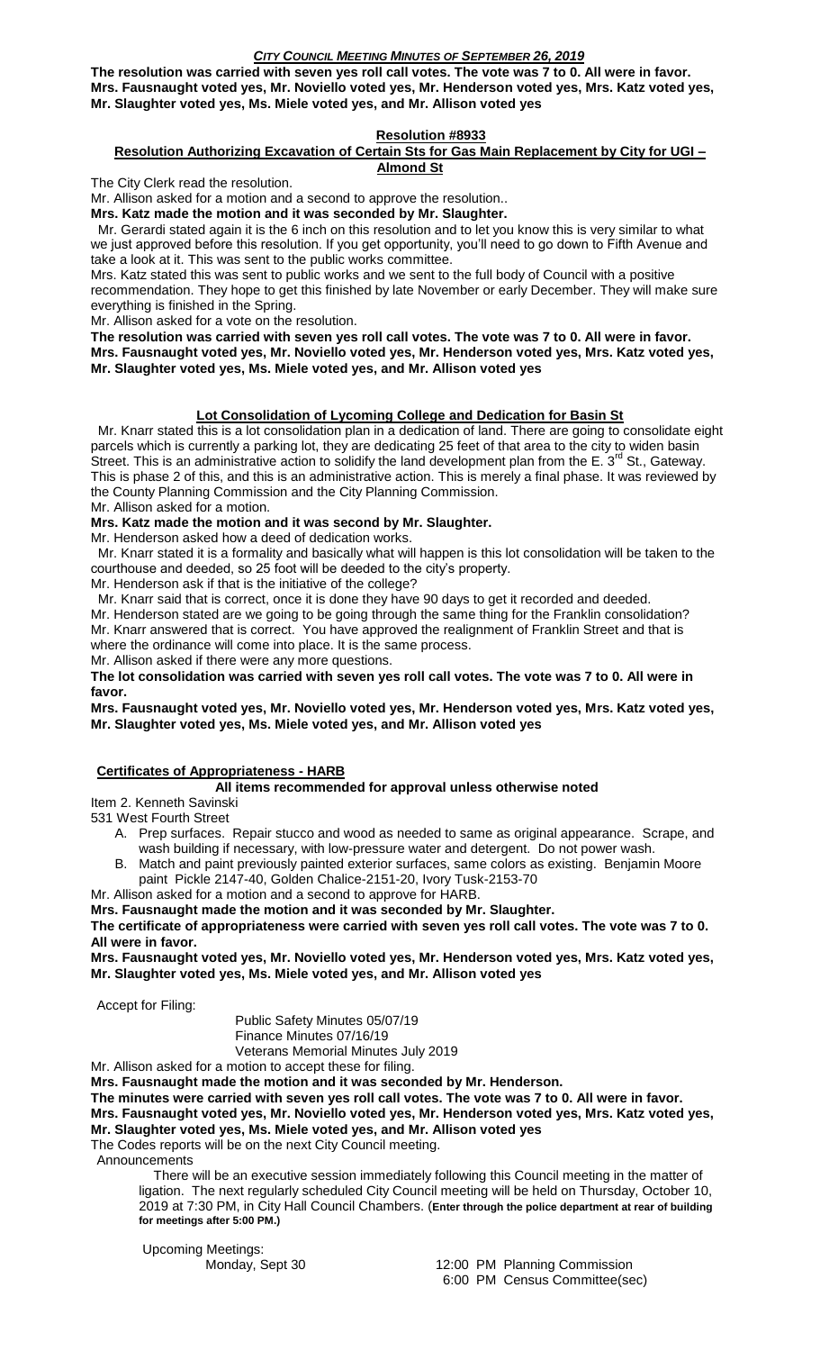**The resolution was carried with seven yes roll call votes. The vote was 7 to 0. All were in favor. Mrs. Fausnaught voted yes, Mr. Noviello voted yes, Mr. Henderson voted yes, Mrs. Katz voted yes, Mr. Slaughter voted yes, Ms. Miele voted yes, and Mr. Allison voted yes**

**Resolution #8933**

**Resolution Authorizing Excavation of Certain Sts for Gas Main Replacement by City for UGI – Almond St**

The City Clerk read the resolution.

Mr. Allison asked for a motion and a second to approve the resolution..

**Mrs. Katz made the motion and it was seconded by Mr. Slaughter.**

Mr. Gerardi stated again it is the 6 inch on this resolution and to let you know this is very similar to what we just approved before this resolution. If you get opportunity, you'll need to go down to Fifth Avenue and take a look at it. This was sent to the public works committee.

Mrs. Katz stated this was sent to public works and we sent to the full body of Council with a positive recommendation. They hope to get this finished by late November or early December. They will make sure everything is finished in the Spring.

Mr. Allison asked for a vote on the resolution.

**The resolution was carried with seven yes roll call votes. The vote was 7 to 0. All were in favor. Mrs. Fausnaught voted yes, Mr. Noviello voted yes, Mr. Henderson voted yes, Mrs. Katz voted yes, Mr. Slaughter voted yes, Ms. Miele voted yes, and Mr. Allison voted yes**

**Lot Consolidation of Lycoming College and Dedication for Basin St**

Mr. Knarr stated this is a lot consolidation plan in a dedication of land. There are going to consolidate eight parcels which is currently a parking lot, they are dedicating 25 feet of that area to the city to widen basin Street. This is an administrative action to solidify the land development plan from the E. 3rd St., Gateway. This is phase 2 of this, and this is an administrative action. This is merely a final phase. It was reviewed by the County Planning Commission and the City Planning Commission.

Mr. Allison asked for a motion.

**Mrs. Katz made the motion and it was second by Mr. Slaughter.**

Mr. Henderson asked how a deed of dedication works.

Mr. Knarr stated it is a formality and basically what will happen is this lot consolidation will be taken to the courthouse and deeded, so 25 foot will be deeded to the city's property.

Mr. Henderson ask if that is the initiative of the college?

Mr. Knarr said that is correct, once it is done they have 90 days to get it recorded and deeded.

Mr. Henderson stated are we going to be going through the same thing for the Franklin consolidation?

Mr. Knarr answered that is correct. You have approved the realignment of Franklin Street and that is where the ordinance will come into place. It is the same process.

Mr. Allison asked if there were any more questions.

**The lot consolidation was carried with seven yes roll call votes. The vote was 7 to 0. All were in favor.**

**Mrs. Fausnaught voted yes, Mr. Noviello voted yes, Mr. Henderson voted yes, Mrs. Katz voted yes, Mr. Slaughter voted yes, Ms. Miele voted yes, and Mr. Allison voted yes**

**Certificates of Appropriateness - HARB**

**All items recommended for approval unless otherwise noted**

Item 2. Kenneth Savinski

531 West Fourth Street

- A. Prep surfaces. Repair stucco and wood as needed to same as original appearance. Scrape, and wash building if necessary, with low-pressure water and detergent. Do not power wash.
- B. Match and paint previously painted exterior surfaces, same colors as existing. Benjamin Moore paint Pickle 2147-40, Golden Chalice-2151-20, Ivory Tusk-2153-70

Mr. Allison asked for a motion and a second to approve for HARB.

**Mrs. Fausnaught made the motion and it was seconded by Mr. Slaughter.**

**The certificate of appropriateness were carried with seven yes roll call votes. The vote was 7 to 0. All were in favor.**

**Mrs. Fausnaught voted yes, Mr. Noviello voted yes, Mr. Henderson voted yes, Mrs. Katz voted yes, Mr. Slaughter voted yes, Ms. Miele voted yes, and Mr. Allison voted yes**

Accept for Filing:

Public Safety Minutes 05/07/19
Finance Minutes 07/16/19
Veterans Memorial Minutes July 2019

Mr. Allison asked for a motion to accept these for filing.

**Mrs. Fausnaught made the motion and it was seconded by Mr. Henderson.**

**The minutes were carried with seven yes roll call votes. The vote was 7 to 0. All were in favor. Mrs. Fausnaught voted yes, Mr. Noviello voted yes, Mr. Henderson voted yes, Mrs. Katz voted yes, Mr. Slaughter voted yes, Ms. Miele voted yes, and Mr. Allison voted yes**

The Codes reports will be on the next City Council meeting.

Announcements

There will be an executive session immediately following this Council meeting in the matter of ligation. The next regularly scheduled City Council meeting will be held on Thursday, October 10, 2019 at 7:30 PM, in City Hall Council Chambers. (**Enter through the police department at rear of building for meetings after 5:00 PM.**)

Upcoming Meetings:

| | | |
|---|---|---|
| Monday, Sept 30 | 12:00 PM | Planning Commission |
| | 6:00 PM | Census Committee(sec) |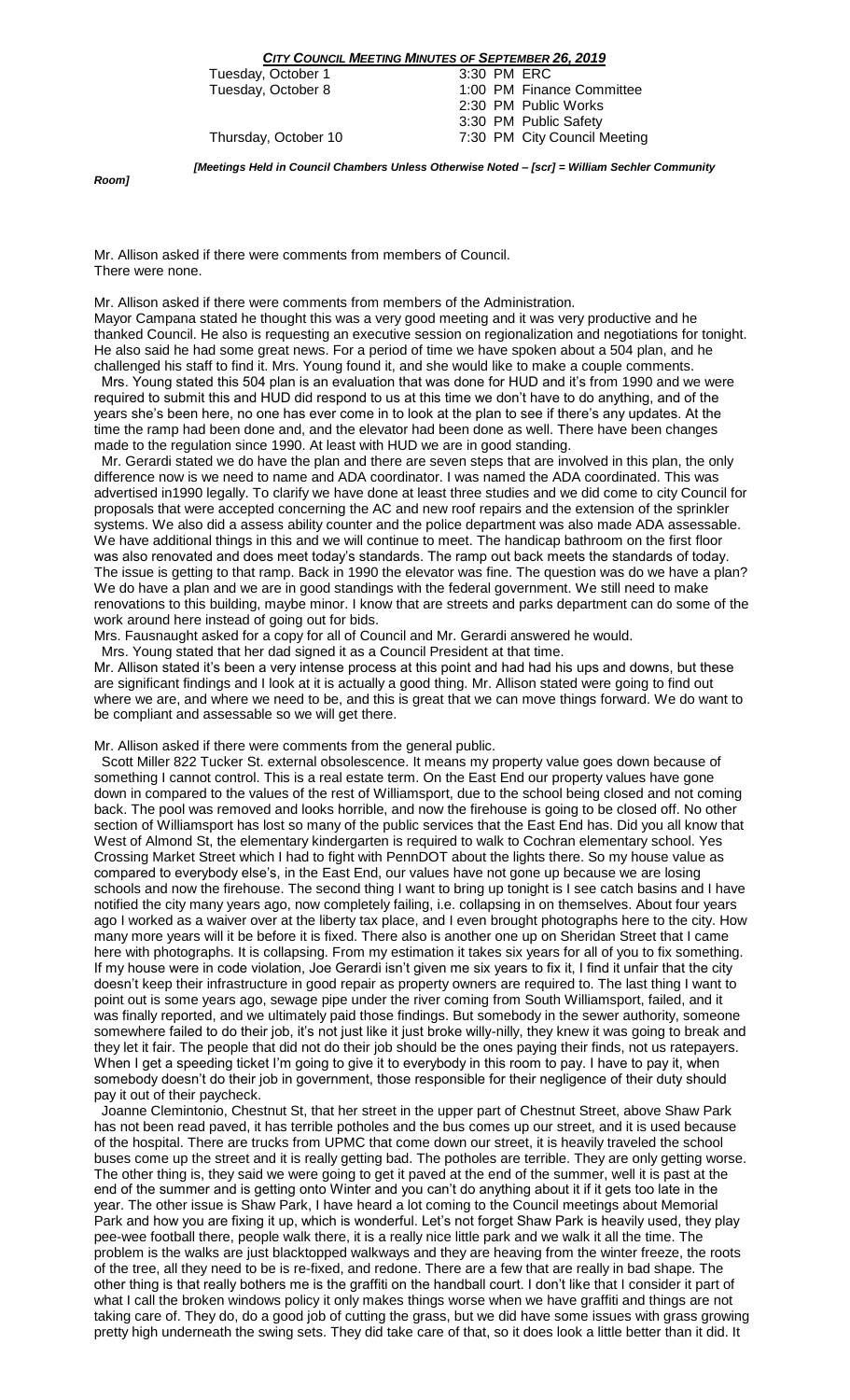Tuesday, October 1 | 3:30 PM ERC
Tuesday, October 8 | 1:00 PM Finance Committee
| 2:30 PM Public Works
| 3:30 PM Public Safety
Thursday, October 10 | 7:30 PM City Council Meeting

*[Meetings Held in Council Chambers Unless Otherwise Noted – [scr] = William Sechler Community Room]*

Mr. Allison asked if there were comments from members of Council.
There were none.

Mr. Allison asked if there were comments from members of the Administration.
Mayor Campana stated he thought this was a very good meeting and it was very productive and he thanked Council. He also is requesting an executive session on regionalization and negotiations for tonight. He also said he had some great news. For a period of time we have spoken about a 504 plan, and he challenged his staff to find it. Mrs. Young found it, and she would like to make a couple comments.
Mrs. Young stated this 504 plan is an evaluation that was done for HUD and it's from 1990 and we were required to submit this and HUD did respond to us at this time we don't have to do anything, and of the years she's been here, no one has ever come in to look at the plan to see if there's any updates. At the time the ramp had been done and, and the elevator had been done as well. There have been changes made to the regulation since 1990. At least with HUD we are in good standing.
Mr. Gerardi stated we do have the plan and there are seven steps that are involved in this plan, the only difference now is we need to name and ADA coordinator. I was named the ADA coordinated. This was advertised in1990 legally. To clarify we have done at least three studies and we did come to city Council for proposals that were accepted concerning the AC and new roof repairs and the extension of the sprinkler systems. We also did a assess ability counter and the police department was also made ADA assessable. We have additional things in this and we will continue to meet. The handicap bathroom on the first floor was also renovated and does meet today's standards. The ramp out back meets the standards of today. The issue is getting to that ramp. Back in 1990 the elevator was fine. The question was do we have a plan? We do have a plan and we are in good standings with the federal government. We still need to make renovations to this building, maybe minor. I know that are streets and parks department can do some of the work around here instead of going out for bids.
Mrs. Fausnaught asked for a copy for all of Council and Mr. Gerardi answered he would.
Mrs. Young stated that her dad signed it as a Council President at that time.
Mr. Allison stated it's been a very intense process at this point and had had his ups and downs, but these are significant findings and I look at it is actually a good thing. Mr. Allison stated were going to find out where we are, and where we need to be, and this is great that we can move things forward. We do want to be compliant and assessable so we will get there.

Mr. Allison asked if there were comments from the general public.
Scott Miller 822 Tucker St. external obsolescence. It means my property value goes down because of something I cannot control. This is a real estate term. On the East End our property values have gone down in compared to the values of the rest of Williamsport, due to the school being closed and not coming back. The pool was removed and looks horrible, and now the firehouse is going to be closed off. No other section of Williamsport has lost so many of the public services that the East End has. Did you all know that West of Almond St, the elementary kindergarten is required to walk to Cochran elementary school. Yes Crossing Market Street which I had to fight with PennDOT about the lights there. So my house value as compared to everybody else's, in the East End, our values have not gone up because we are losing schools and now the firehouse. The second thing I want to bring up tonight is I see catch basins and I have notified the city many years ago, now completely failing, i.e. collapsing in on themselves. About four years ago I worked as a waiver over at the liberty tax place, and I even brought photographs here to the city. How many more years will it be before it is fixed. There also is another one up on Sheridan Street that I came here with photographs. It is collapsing. From my estimation it takes six years for all of you to fix something. If my house were in code violation, Joe Gerardi isn't given me six years to fix it, I find it unfair that the city doesn't keep their infrastructure in good repair as property owners are required to. The last thing I want to point out is some years ago, sewage pipe under the river coming from South Williamsport, failed, and it was finally reported, and we ultimately paid those findings. But somebody in the sewer authority, someone somewhere failed to do their job, it's not just like it just broke willy-nilly, they knew it was going to break and they let it fair. The people that did not do their job should be the ones paying their finds, not us ratepayers. When I get a speeding ticket I'm going to give it to everybody in this room to pay. I have to pay it, when somebody doesn't do their job in government, those responsible for their negligence of their duty should pay it out of their paycheck.
Joanne Clemintonio, Chestnut St, that her street in the upper part of Chestnut Street, above Shaw Park has not been read paved, it has terrible potholes and the bus comes up our street, and it is used because of the hospital. There are trucks from UPMC that come down our street, it is heavily traveled the school buses come up the street and it is really getting bad. The potholes are terrible. They are only getting worse. The other thing is, they said we were going to get it paved at the end of the summer, well it is past at the end of the summer and is getting onto Winter and you can't do anything about it if it gets too late in the year. The other issue is Shaw Park, I have heard a lot coming to the Council meetings about Memorial Park and how you are fixing it up, which is wonderful. Let's not forget Shaw Park is heavily used, they play pee-wee football there, people walk there, it is a really nice little park and we walk it all the time. The problem is the walks are just blacktopped walkways and they are heaving from the winter freeze, the roots of the tree, all they need to be is re-fixed, and redone. There are a few that are really in bad shape. The other thing is that really bothers me is the graffiti on the handball court. I don't like that I consider it part of what I call the broken windows policy it only makes things worse when we have graffiti and things are not taking care of. They do, do a good job of cutting the grass, but we did have some issues with grass growing pretty high underneath the swing sets. They did take care of that, so it does look a little better than it did. It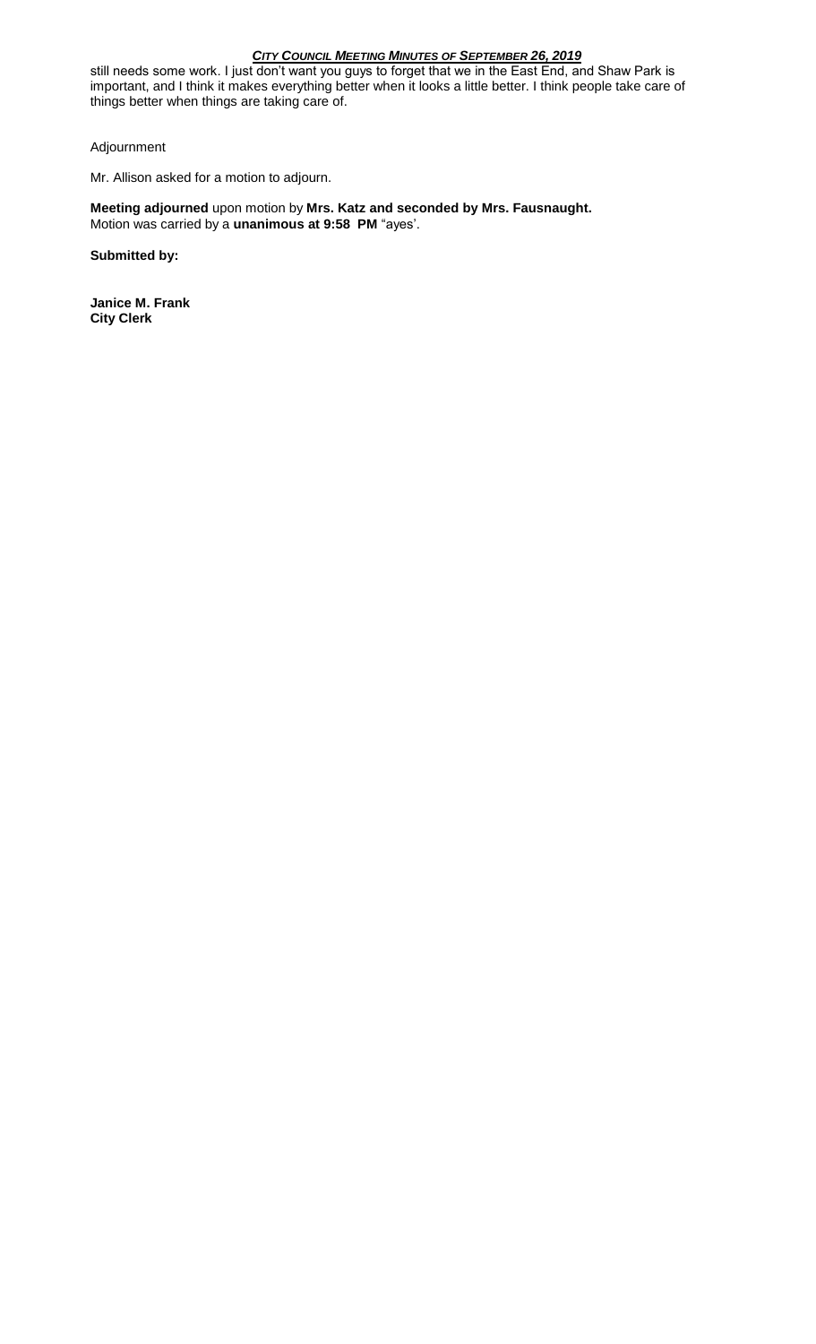still needs some work. I just don't want you guys to forget that we in the East End, and Shaw Park is important, and I think it makes everything better when it looks a little better. I think people take care of things better when things are taking care of.

Adjournment

Mr. Allison asked for a motion to adjourn.

**Meeting adjourned** upon motion by **Mrs. Katz and seconded by Mrs. Fausnaught.** Motion was carried by a **unanimous at 9:58 PM** "ayes'.

**Submitted by:**

**Janice M. Frank**
**City Clerk**